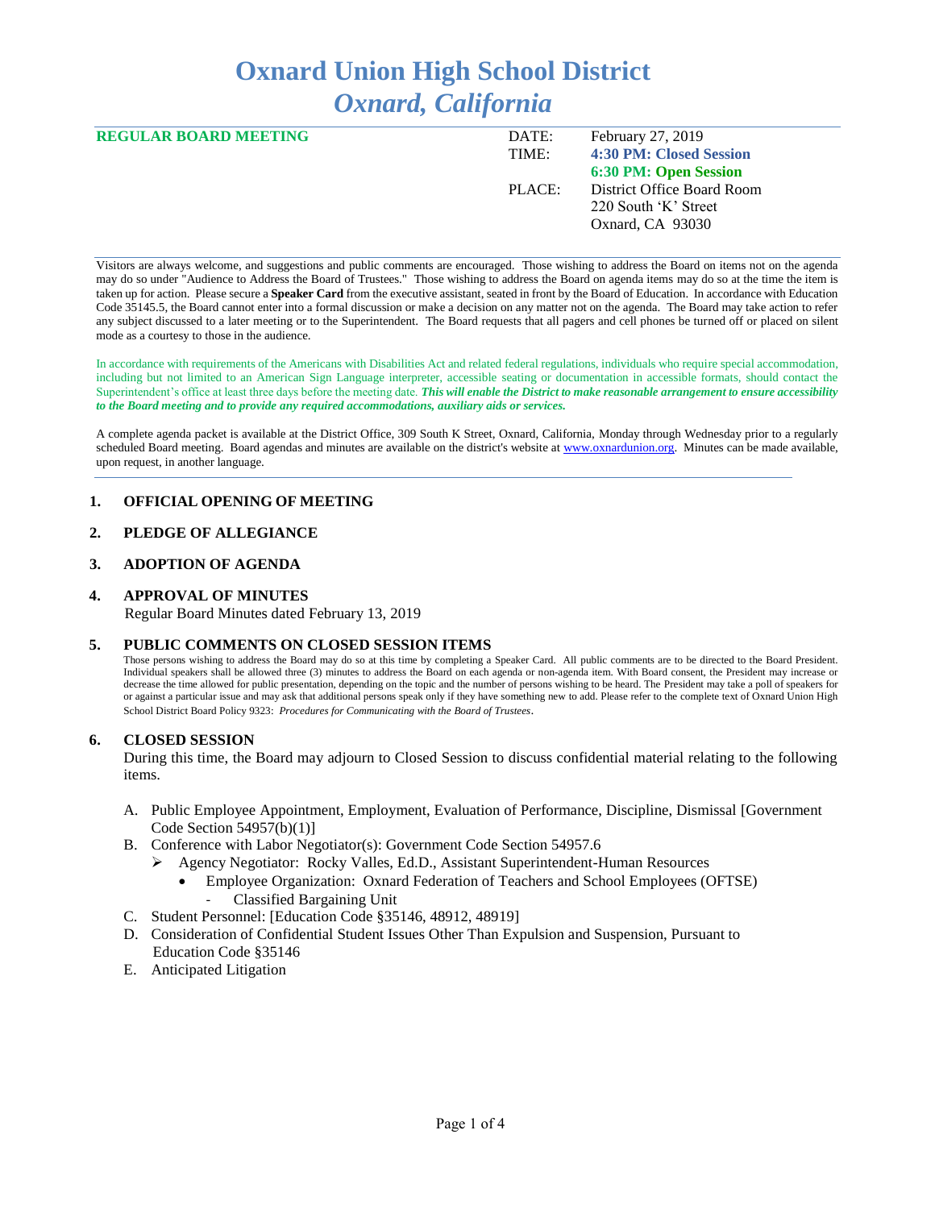# Oxnard Union High School District
## *Oxnard, California*

**REGULAR BOARD MEETING**

DATE: February 27, 2019
TIME: **4:30 PM: Closed Session**
**6:30 PM: Open Session**
PLACE: District Office Board Room
220 South 'K' Street
Oxnard, CA 93030

Visitors are always welcome, and suggestions and public comments are encouraged. Those wishing to address the Board on items not on the agenda may do so under "Audience to Address the Board of Trustees." Those wishing to address the Board on agenda items may do so at the time the item is taken up for action. Please secure a **Speaker Card** from the executive assistant, seated in front by the Board of Education. In accordance with Education Code 35145.5, the Board cannot enter into a formal discussion or make a decision on any matter not on the agenda. The Board may take action to refer any subject discussed to a later meeting or to the Superintendent. The Board requests that all pagers and cell phones be turned off or placed on silent mode as a courtesy to those in the audience.

In accordance with requirements of the Americans with Disabilities Act and related federal regulations, individuals who require special accommodation, including but not limited to an American Sign Language interpreter, accessible seating or documentation in accessible formats, should contact the Superintendent's office at least three days before the meeting date. ***This will enable the District to make reasonable arrangement to ensure accessibility to the Board meeting and to provide any required accommodations, auxiliary aids or services.***

A complete agenda packet is available at the District Office, 309 South K Street, Oxnard, California, Monday through Wednesday prior to a regularly scheduled Board meeting. Board agendas and minutes are available on the district's website at www.oxnardunion.org. Minutes can be made available, upon request, in another language.

### 1. OFFICIAL OPENING OF MEETING

### 2. PLEDGE OF ALLEGIANCE

### 3. ADOPTION OF AGENDA

### 4. APPROVAL OF MINUTES

Regular Board Minutes dated February 13, 2019

### 5. PUBLIC COMMENTS ON CLOSED SESSION ITEMS

Those persons wishing to address the Board may do so at this time by completing a Speaker Card. All public comments are to be directed to the Board President. Individual speakers shall be allowed three (3) minutes to address the Board on each agenda or non-agenda item. With Board consent, the President may increase or decrease the time allowed for public presentation, depending on the topic and the number of persons wishing to be heard. The President may take a poll of speakers for or against a particular issue and may ask that additional persons speak only if they have something new to add. Please refer to the complete text of Oxnard Union High School District Board Policy 9323: *Procedures for Communicating with the Board of Trustees*.

### 6. CLOSED SESSION

During this time, the Board may adjourn to Closed Session to discuss confidential material relating to the following items.

A. Public Employee Appointment, Employment, Evaluation of Performance, Discipline, Dismissal [Government Code Section 54957(b)(1)]

B. Conference with Labor Negotiator(s): Government Code Section 54957.6
   - Agency Negotiator: Rocky Valles, Ed.D., Assistant Superintendent-Human Resources
     - Employee Organization: Oxnard Federation of Teachers and School Employees (OFTSE)
       - Classified Bargaining Unit

C. Student Personnel: [Education Code §35146, 48912, 48919]

D. Consideration of Confidential Student Issues Other Than Expulsion and Suspension, Pursuant to Education Code §35146

E. Anticipated Litigation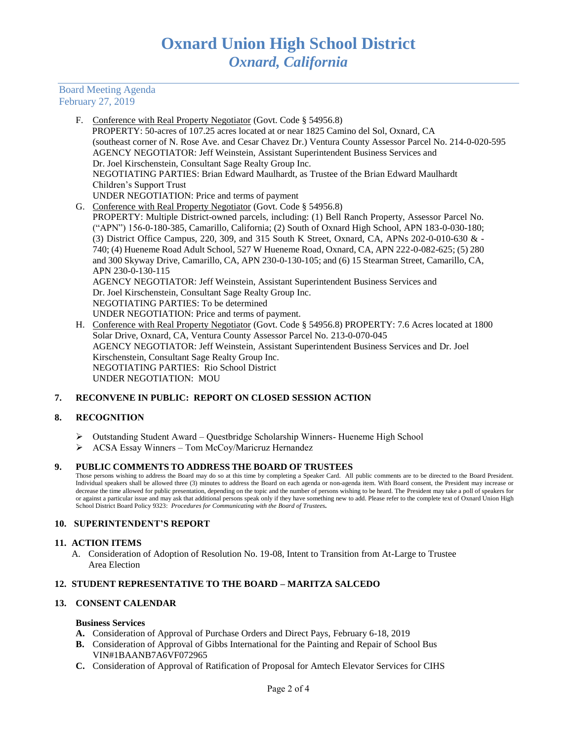F. <u>Conference with Real Property Negotiator</u> (Govt. Code § 54956.8)
PROPERTY: 50-acres of 107.25 acres located at or near 1825 Camino del Sol, Oxnard, CA (southeast corner of N. Rose Ave. and Cesar Chavez Dr.) Ventura County Assessor Parcel No. 214-0-020-595
AGENCY NEGOTIATOR: Jeff Weinstein, Assistant Superintendent Business Services and Dr. Joel Kirschenstein, Consultant Sage Realty Group Inc.
NEGOTIATING PARTIES: Brian Edward Maulhardt, as Trustee of the Brian Edward Maulhardt Children's Support Trust
UNDER NEGOTIATION: Price and terms of payment

G. <u>Conference with Real Property Negotiator</u> (Govt. Code § 54956.8)
PROPERTY: Multiple District-owned parcels, including: (1) Bell Ranch Property, Assessor Parcel No. ("APN") 156-0-180-385, Camarillo, California; (2) South of Oxnard High School, APN 183-0-030-180; (3) District Office Campus, 220, 309, and 315 South K Street, Oxnard, CA, APNs 202-0-010-630 & -740; (4) Hueneme Road Adult School, 527 W Hueneme Road, Oxnard, CA, APN 222-0-082-625; (5) 280 and 300 Skyway Drive, Camarillo, CA, APN 230-0-130-105; and (6) 15 Stearman Street, Camarillo, CA, APN 230-0-130-115
AGENCY NEGOTIATOR: Jeff Weinstein, Assistant Superintendent Business Services and Dr. Joel Kirschenstein, Consultant Sage Realty Group Inc.
NEGOTIATING PARTIES: To be determined
UNDER NEGOTIATION: Price and terms of payment.

H. <u>Conference with Real Property Negotiator</u> (Govt. Code § 54956.8) PROPERTY: 7.6 Acres located at 1800 Solar Drive, Oxnard, CA, Ventura County Assessor Parcel No. 213-0-070-045
AGENCY NEGOTIATOR: Jeff Weinstein, Assistant Superintendent Business Services and Dr. Joel Kirschenstein, Consultant Sage Realty Group Inc.
NEGOTIATING PARTIES: Rio School District
UNDER NEGOTIATION: MOU

## 7. RECONVENE IN PUBLIC: REPORT ON CLOSED SESSION ACTION

## 8. RECOGNITION

- Outstanding Student Award – Questbridge Scholarship Winners- Hueneme High School
- ACSA Essay Winners – Tom McCoy/Maricruz Hernandez

## 9. PUBLIC COMMENTS TO ADDRESS THE BOARD OF TRUSTEES

Those persons wishing to address the Board may do so at this time by completing a Speaker Card. All public comments are to be directed to the Board President. Individual speakers shall be allowed three (3) minutes to address the Board on each agenda or non-agenda item. With Board consent, the President may increase or decrease the time allowed for public presentation, depending on the topic and the number of persons wishing to be heard. The President may take a poll of speakers for or against a particular issue and may ask that additional persons speak only if they have something new to add. Please refer to the complete text of Oxnard Union High School District Board Policy 9323: *Procedures for Communicating with the Board of Trustees***.**

## 10. SUPERINTENDENT'S REPORT

## 11. ACTION ITEMS

A. Consideration of Adoption of Resolution No. 19-08, Intent to Transition from At-Large to Trustee Area Election

## 12. STUDENT REPRESENTATIVE TO THE BOARD – MARITZA SALCEDO

## 13. CONSENT CALENDAR

**Business Services**

**A.** Consideration of Approval of Purchase Orders and Direct Pays, February 6-18, 2019
**B.** Consideration of Approval of Gibbs International for the Painting and Repair of School Bus VIN#1BAANB7A6VF072965
**C.** Consideration of Approval of Ratification of Proposal for Amtech Elevator Services for CIHS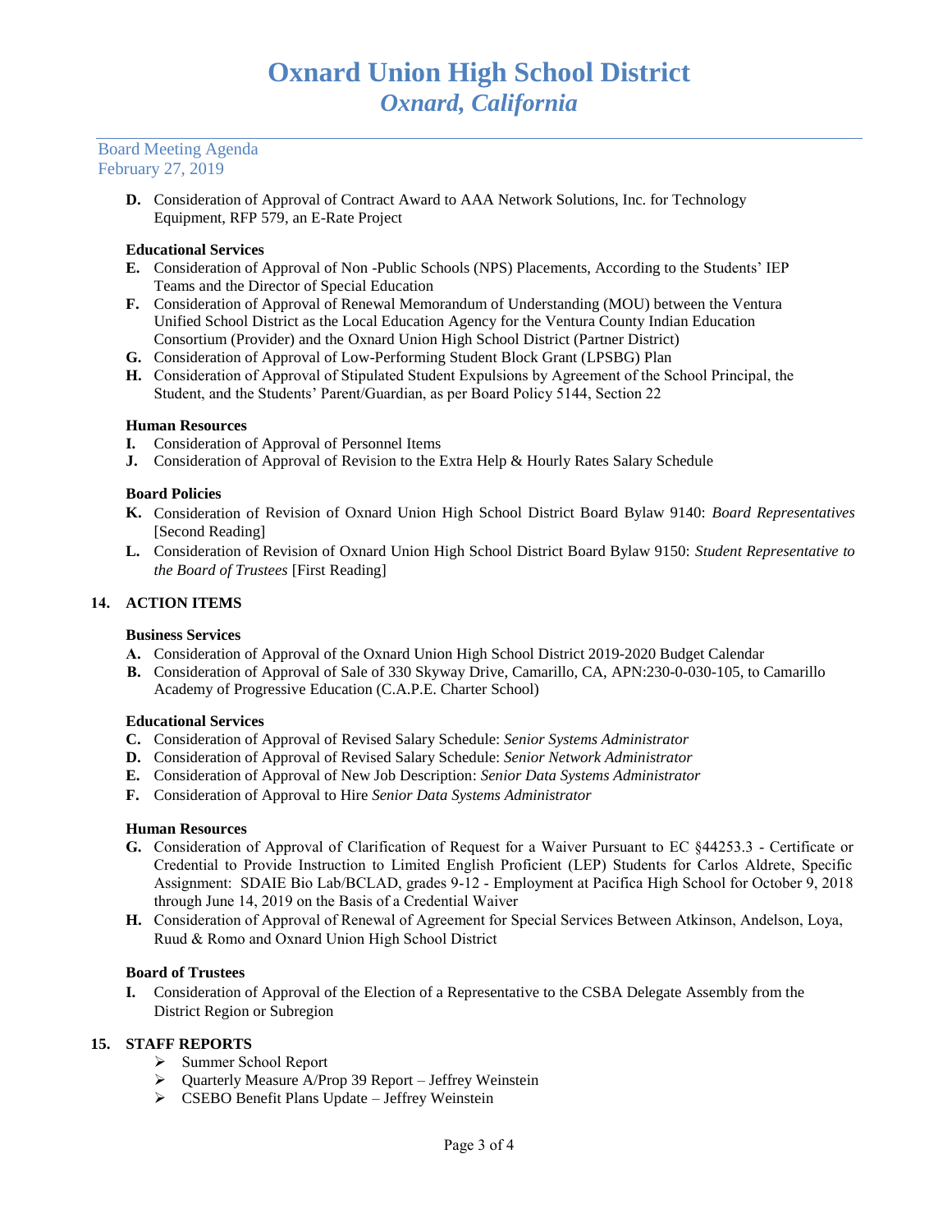D. Consideration of Approval of Contract Award to AAA Network Solutions, Inc. for Technology Equipment, RFP 579, an E-Rate Project

**Educational Services**

E. Consideration of Approval of Non -Public Schools (NPS) Placements, According to the Students' IEP Teams and the Director of Special Education
F. Consideration of Approval of Renewal Memorandum of Understanding (MOU) between the Ventura Unified School District as the Local Education Agency for the Ventura County Indian Education Consortium (Provider) and the Oxnard Union High School District (Partner District)
G. Consideration of Approval of Low-Performing Student Block Grant (LPSBG) Plan
H. Consideration of Approval of Stipulated Student Expulsions by Agreement of the School Principal, the Student, and the Students' Parent/Guardian, as per Board Policy 5144, Section 22

**Human Resources**

I. Consideration of Approval of Personnel Items
J. Consideration of Approval of Revision to the Extra Help & Hourly Rates Salary Schedule

**Board Policies**

K. Consideration of Revision of Oxnard Union High School District Board Bylaw 9140: *Board Representatives* [Second Reading]
L. Consideration of Revision of Oxnard Union High School District Board Bylaw 9150: *Student Representative to the Board of Trustees* [First Reading]

## 14. ACTION ITEMS

**Business Services**

A. Consideration of Approval of the Oxnard Union High School District 2019-2020 Budget Calendar
B. Consideration of Approval of Sale of 330 Skyway Drive, Camarillo, CA, APN:230-0-030-105, to Camarillo Academy of Progressive Education (C.A.P.E. Charter School)

**Educational Services**

C. Consideration of Approval of Revised Salary Schedule: *Senior Systems Administrator*
D. Consideration of Approval of Revised Salary Schedule: *Senior Network Administrator*
E. Consideration of Approval of New Job Description: *Senior Data Systems Administrator*
F. Consideration of Approval to Hire *Senior Data Systems Administrator*

**Human Resources**

G. Consideration of Approval of Clarification of Request for a Waiver Pursuant to EC §44253.3 - Certificate or Credential to Provide Instruction to Limited English Proficient (LEP) Students for Carlos Aldrete, Specific Assignment: SDAIE Bio Lab/BCLAD, grades 9-12 - Employment at Pacifica High School for October 9, 2018 through June 14, 2019 on the Basis of a Credential Waiver
H. Consideration of Approval of Renewal of Agreement for Special Services Between Atkinson, Andelson, Loya, Ruud & Romo and Oxnard Union High School District

**Board of Trustees**

I. Consideration of Approval of the Election of a Representative to the CSBA Delegate Assembly from the District Region or Subregion

## 15. STAFF REPORTS

- Summer School Report
- Quarterly Measure A/Prop 39 Report – Jeffrey Weinstein
- CSEBO Benefit Plans Update – Jeffrey Weinstein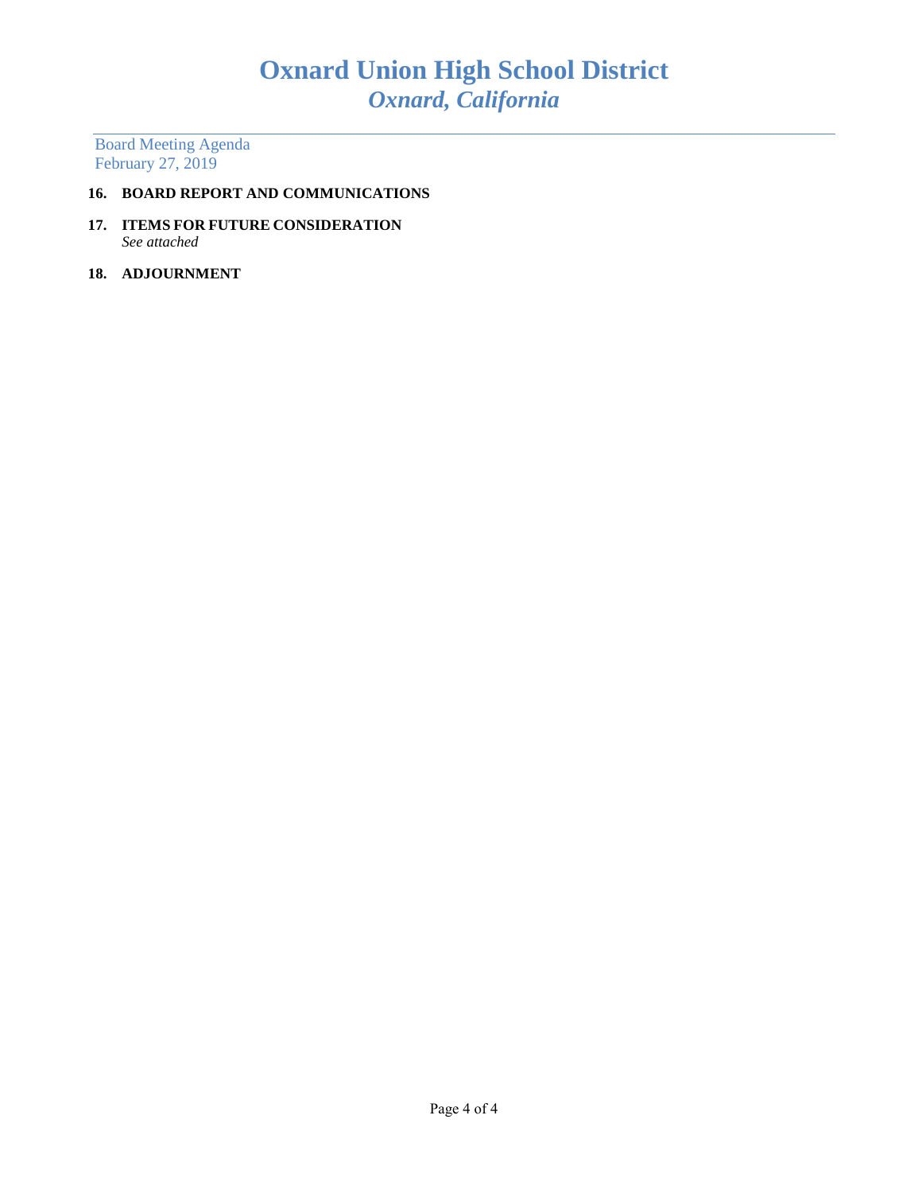**16. BOARD REPORT AND COMMUNICATIONS**

**17. ITEMS FOR FUTURE CONSIDERATION**
*See attached*

**18. ADJOURNMENT**